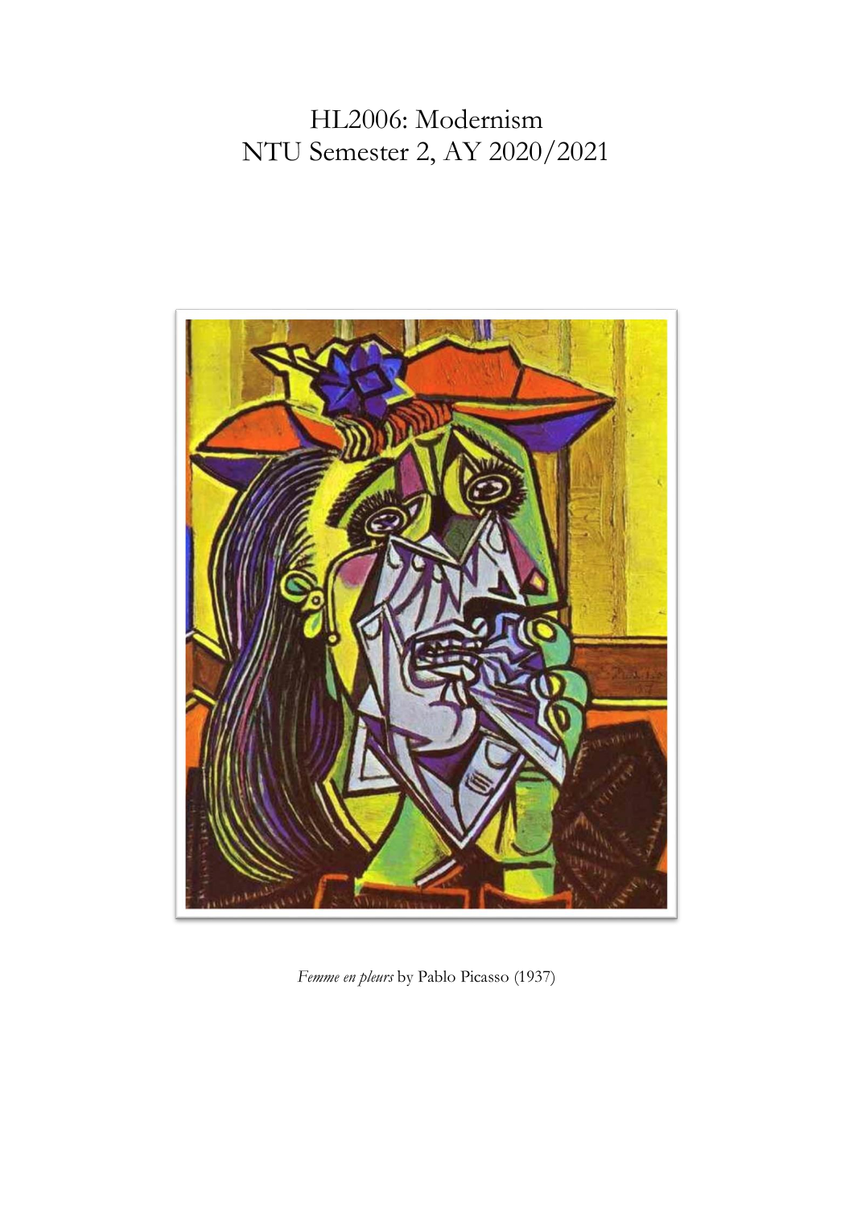# HL2006: Modernism
# NTU Semester 2, AY 2020/2021

*Femme en pleurs* by Pablo Picasso (1937)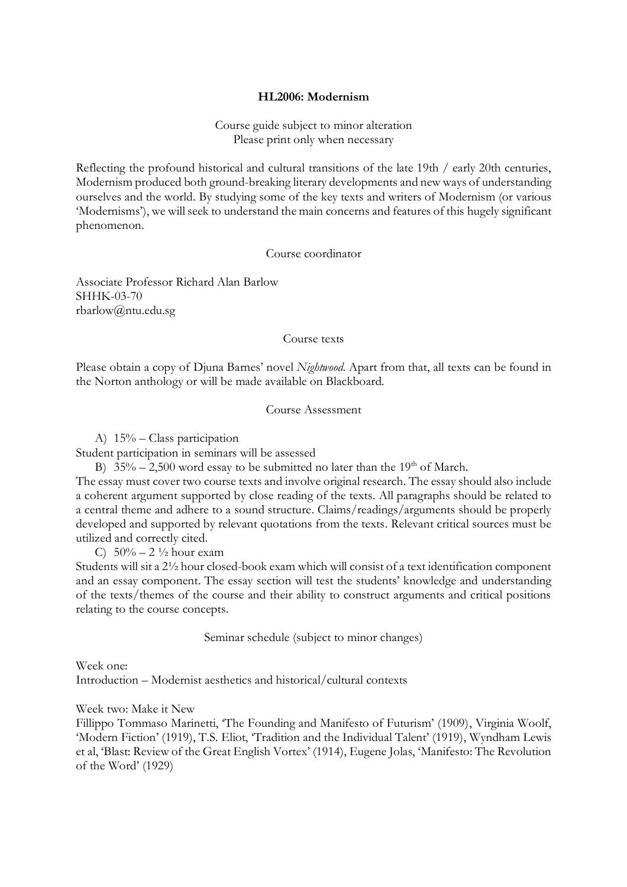# HL2006: Modernism

Course guide subject to minor alteration
Please print only when necessary

Reflecting the profound historical and cultural transitions of the late 19th / early 20th centuries, Modernism produced both ground-breaking literary developments and new ways of understanding ourselves and the world. By studying some of the key texts and writers of Modernism (or various 'Modernisms'), we will seek to understand the main concerns and features of this hugely significant phenomenon.

## Course coordinator

Associate Professor Richard Alan Barlow
SHHK-03-70
rbarlow@ntu.edu.sg

## Course texts

Please obtain a copy of Djuna Barnes' novel *Nightwood*. Apart from that, all texts can be found in the Norton anthology or will be made available on Blackboard.

## Course Assessment

A) 15% – Class participation

Student participation in seminars will be assessed

B) 35% – 2,500 word essay to be submitted no later than the 19th of March.

The essay must cover two course texts and involve original research. The essay should also include a coherent argument supported by close reading of the texts. All paragraphs should be related to a central theme and adhere to a sound structure. Claims/readings/arguments should be properly developed and supported by relevant quotations from the texts. Relevant critical sources must be utilized and correctly cited.

C) 50% – 2 ½ hour exam

Students will sit a 2½ hour closed-book exam which will consist of a text identification component and an essay component. The essay section will test the students' knowledge and understanding of the texts/themes of the course and their ability to construct arguments and critical positions relating to the course concepts.

## Seminar schedule (subject to minor changes)

Week one:
Introduction – Modernist aesthetics and historical/cultural contexts

Week two: Make it New
Fillippo Tommaso Marinetti, 'The Founding and Manifesto of Futurism' (1909), Virginia Woolf, 'Modern Fiction' (1919), T.S. Eliot, 'Tradition and the Individual Talent' (1919), Wyndham Lewis et al, 'Blast: Review of the Great English Vortex' (1914), Eugene Jolas, 'Manifesto: The Revolution of the Word' (1929)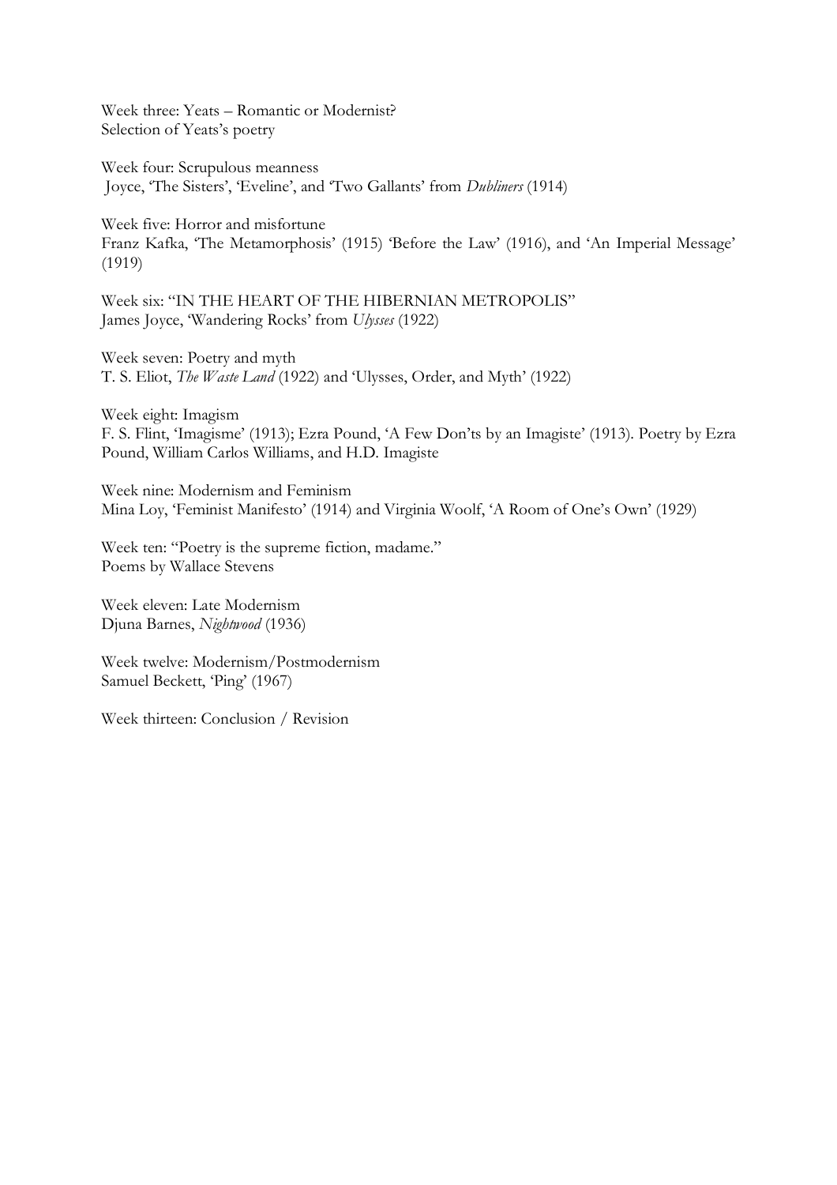Week three: Yeats – Romantic or Modernist?
Selection of Yeats's poetry

Week four: Scrupulous meanness
Joyce, 'The Sisters', 'Eveline', and 'Two Gallants' from *Dubliners* (1914)

Week five: Horror and misfortune
Franz Kafka, 'The Metamorphosis' (1915) 'Before the Law' (1916), and 'An Imperial Message' (1919)

Week six: "IN THE HEART OF THE HIBERNIAN METROPOLIS"
James Joyce, 'Wandering Rocks' from *Ulysses* (1922)

Week seven: Poetry and myth
T. S. Eliot, *The Waste Land* (1922) and 'Ulysses, Order, and Myth' (1922)

Week eight: Imagism
F. S. Flint, 'Imagisme' (1913); Ezra Pound, 'A Few Don'ts by an Imagiste' (1913). Poetry by Ezra Pound, William Carlos Williams, and H.D. Imagiste

Week nine: Modernism and Feminism
Mina Loy, 'Feminist Manifesto' (1914) and Virginia Woolf, 'A Room of One's Own' (1929)

Week ten: "Poetry is the supreme fiction, madame."
Poems by Wallace Stevens

Week eleven: Late Modernism
Djuna Barnes, *Nightwood* (1936)

Week twelve: Modernism/Postmodernism
Samuel Beckett, 'Ping' (1967)

Week thirteen: Conclusion / Revision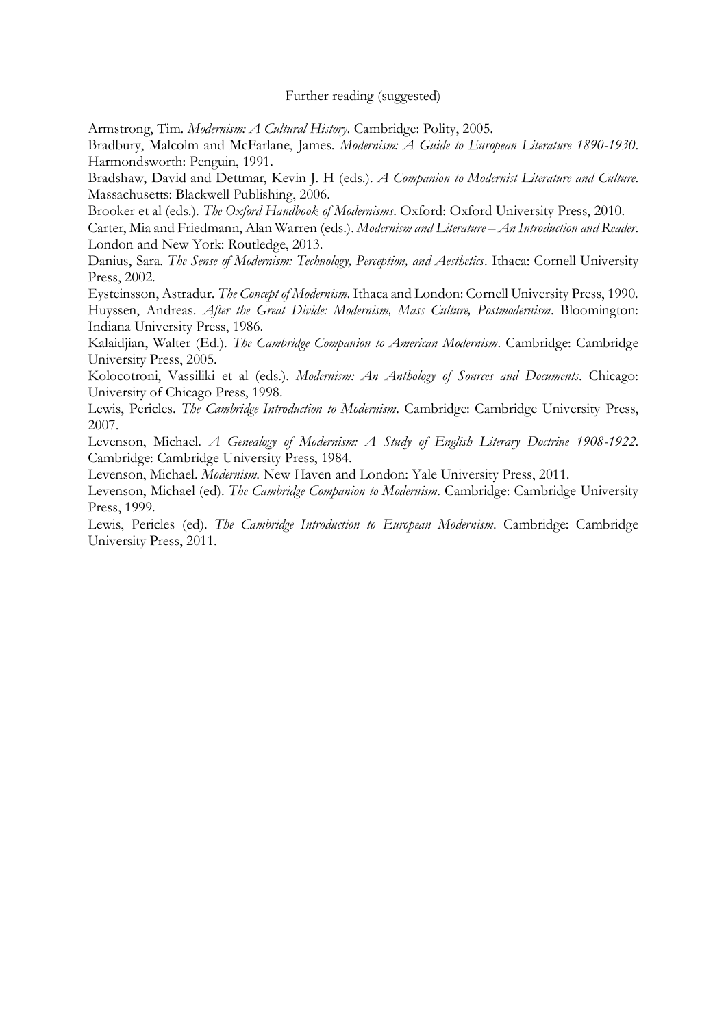Further reading (suggested)

Armstrong, Tim. *Modernism: A Cultural History*. Cambridge: Polity, 2005.

Bradbury, Malcolm and McFarlane, James. *Modernism: A Guide to European Literature 1890-1930*. Harmondsworth: Penguin, 1991.

Bradshaw, David and Dettmar, Kevin J. H (eds.). *A Companion to Modernist Literature and Culture*. Massachusetts: Blackwell Publishing, 2006.

Brooker et al (eds.). *The Oxford Handbook of Modernisms*. Oxford: Oxford University Press, 2010.

Carter, Mia and Friedmann, Alan Warren (eds.). *Modernism and Literature – An Introduction and Reader*. London and New York: Routledge, 2013.

Danius, Sara. *The Sense of Modernism: Technology, Perception, and Aesthetics*. Ithaca: Cornell University Press, 2002.

Eysteinsson, Astradur. *The Concept of Modernism*. Ithaca and London: Cornell University Press, 1990.

Huyssen, Andreas. *After the Great Divide: Modernism, Mass Culture, Postmodernism*. Bloomington: Indiana University Press, 1986.

Kalaidjian, Walter (Ed.). *The Cambridge Companion to American Modernism*. Cambridge: Cambridge University Press, 2005.

Kolocotroni, Vassiliki et al (eds.). *Modernism: An Anthology of Sources and Documents*. Chicago: University of Chicago Press, 1998.

Lewis, Pericles. *The Cambridge Introduction to Modernism*. Cambridge: Cambridge University Press, 2007.

Levenson, Michael. *A Genealogy of Modernism: A Study of English Literary Doctrine 1908-1922*. Cambridge: Cambridge University Press, 1984.

Levenson, Michael. *Modernism*. New Haven and London: Yale University Press, 2011.

Levenson, Michael (ed). *The Cambridge Companion to Modernism*. Cambridge: Cambridge University Press, 1999.

Lewis, Pericles (ed). *The Cambridge Introduction to European Modernism*. Cambridge: Cambridge University Press, 2011.